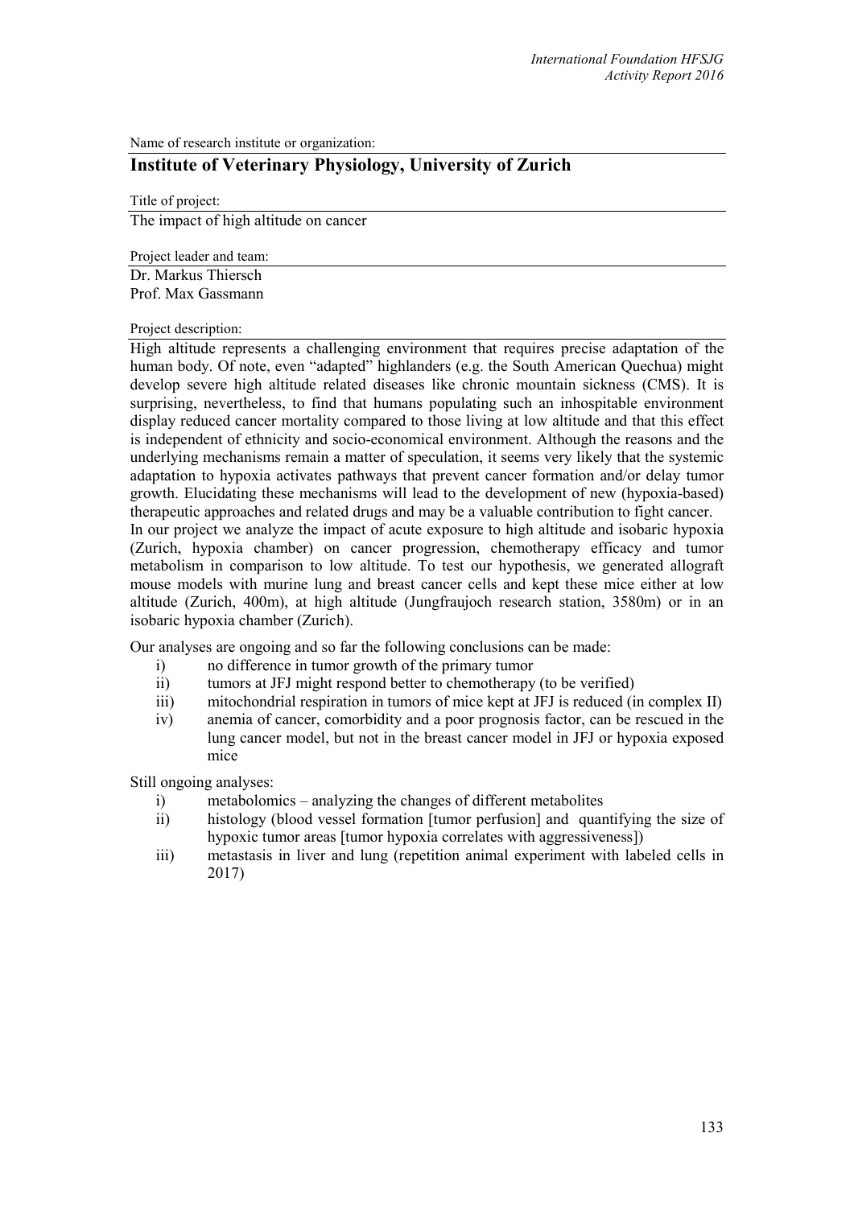Name of research institute or organization:

## Institute of Veterinary Physiology, University of Zurich

Title of project:

The impact of high altitude on cancer

Project leader and team:

Dr. Markus Thiersch
Prof. Max Gassmann

Project description:

High altitude represents a challenging environment that requires precise adaptation of the human body. Of note, even "adapted" highlanders (e.g. the South American Quechua) might develop severe high altitude related diseases like chronic mountain sickness (CMS). It is surprising, nevertheless, to find that humans populating such an inhospitable environment display reduced cancer mortality compared to those living at low altitude and that this effect is independent of ethnicity and socio-economical environment. Although the reasons and the underlying mechanisms remain a matter of speculation, it seems very likely that the systemic adaptation to hypoxia activates pathways that prevent cancer formation and/or delay tumor growth. Elucidating these mechanisms will lead to the development of new (hypoxia-based) therapeutic approaches and related drugs and may be a valuable contribution to fight cancer.
In our project we analyze the impact of acute exposure to high altitude and isobaric hypoxia (Zurich, hypoxia chamber) on cancer progression, chemotherapy efficacy and tumor metabolism in comparison to low altitude. To test our hypothesis, we generated allograft mouse models with murine lung and breast cancer cells and kept these mice either at low altitude (Zurich, 400m), at high altitude (Jungfraujoch research station, 3580m) or in an isobaric hypoxia chamber (Zurich).

Our analyses are ongoing and so far the following conclusions can be made:

i) no difference in tumor growth of the primary tumor
ii) tumors at JFJ might respond better to chemotherapy (to be verified)
iii) mitochondrial respiration in tumors of mice kept at JFJ is reduced (in complex II)
iv) anemia of cancer, comorbidity and a poor prognosis factor, can be rescued in the lung cancer model, but not in the breast cancer model in JFJ or hypoxia exposed mice

Still ongoing analyses:

i) metabolomics – analyzing the changes of different metabolites
ii) histology (blood vessel formation [tumor perfusion] and quantifying the size of hypoxic tumor areas [tumor hypoxia correlates with aggressiveness])
iii) metastasis in liver and lung (repetition animal experiment with labeled cells in 2017)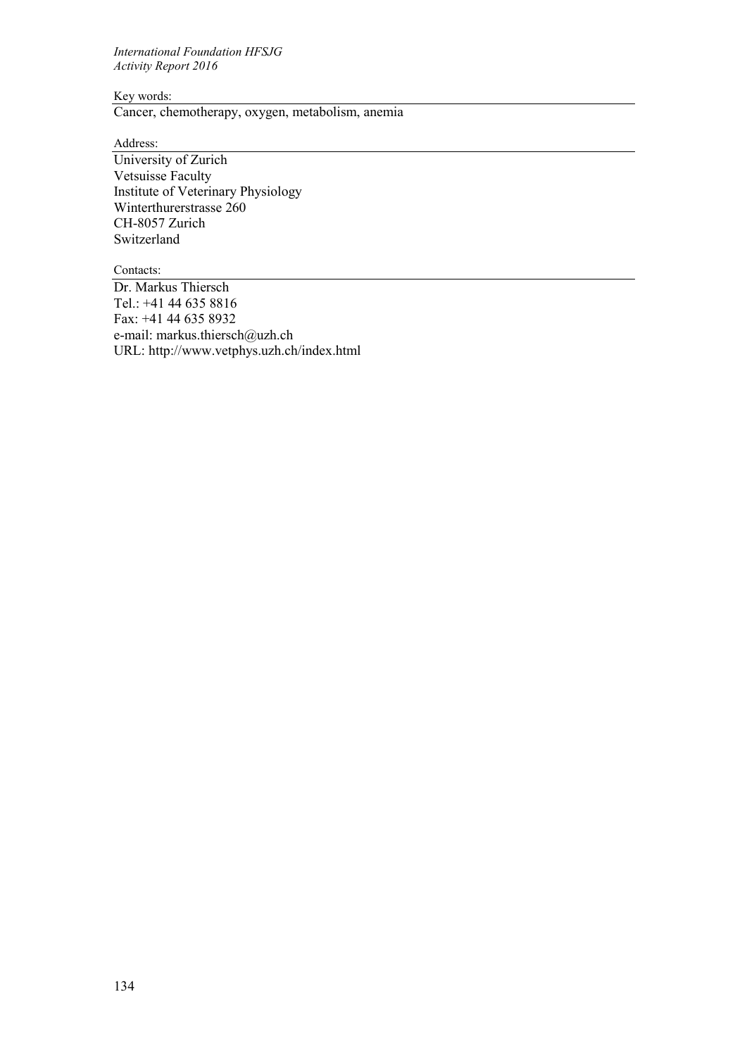Key words:

Cancer, chemotherapy, oxygen, metabolism, anemia

Address:

University of Zurich
Vetsuisse Faculty
Institute of Veterinary Physiology
Winterthurerstrasse 260
CH-8057 Zurich
Switzerland

Contacts:

Dr. Markus Thiersch
Tel.: +41 44 635 8816
Fax: +41 44 635 8932
e-mail: markus.thiersch@uzh.ch
URL: http://www.vetphys.uzh.ch/index.html